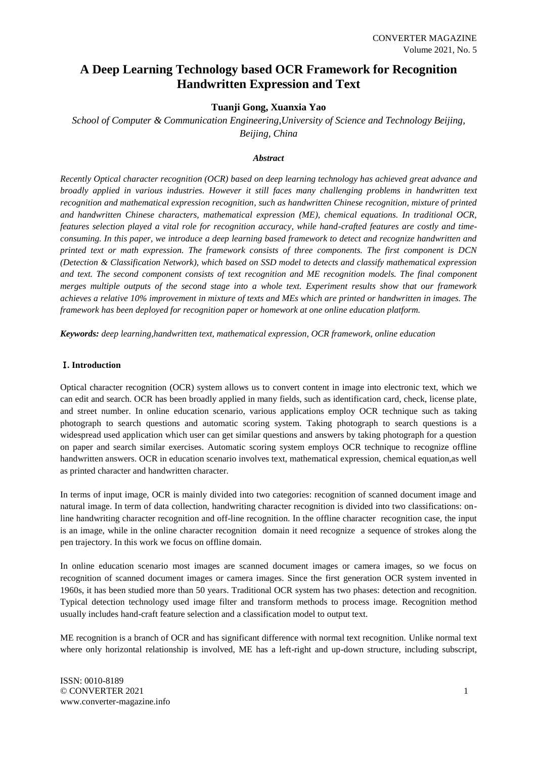# A Deep Learning Technology based OCR Framework for Recognition Handwritten Expression and Text

**Tuanji Gong, Xuanxia Yao**

*School of Computer & Communication Engineering,University of Science and Technology Beijing, Beijing, China*

***Abstract***

*Recently Optical character recognition (OCR) based on deep learning technology has achieved great advance and broadly applied in various industries. However it still faces many challenging problems in handwritten text recognition and mathematical expression recognition, such as handwritten Chinese recognition, mixture of printed and handwritten Chinese characters, mathematical expression (ME), chemical equations. In traditional OCR, features selection played a vital role for recognition accuracy, while hand-crafted features are costly and time-consuming. In this paper, we introduce a deep learning based framework to detect and recognize handwritten and printed text or math expression. The framework consists of three components. The first component is DCN (Detection & Classification Network), which based on SSD model to detects and classify mathematical expression and text. The second component consists of text recognition and ME recognition models. The final component merges multiple outputs of the second stage into a whole text. Experiment results show that our framework achieves a relative 10% improvement in mixture of texts and MEs which are printed or handwritten in images. The framework has been deployed for recognition paper or homework at one online education platform.*

***Keywords:*** *deep learning,handwritten text, mathematical expression, OCR framework, online education*

## Ⅰ. Introduction

Optical character recognition (OCR) system allows us to convert content in image into electronic text, which we can edit and search. OCR has been broadly applied in many fields, such as identification card, check, license plate, and street number. In online education scenario, various applications employ OCR technique such as taking photograph to search questions and automatic scoring system. Taking photograph to search questions is a widespread used application which user can get similar questions and answers by taking photograph for a question on paper and search similar exercises. Automatic scoring system employs OCR technique to recognize offline handwritten answers. OCR in education scenario involves text, mathematical expression, chemical equation,as well as printed character and handwritten character.

In terms of input image, OCR is mainly divided into two categories: recognition of scanned document image and natural image. In term of data collection, handwriting character recognition is divided into two classifications: on-line handwriting character recognition and off-line recognition. In the offline character recognition case, the input is an image, while in the online character recognition domain it need recognize a sequence of strokes along the pen trajectory. In this work we focus on offline domain.

In online education scenario most images are scanned document images or camera images, so we focus on recognition of scanned document images or camera images. Since the first generation OCR system invented in 1960s, it has been studied more than 50 years. Traditional OCR system has two phases: detection and recognition. Typical detection technology used image filter and transform methods to process image. Recognition method usually includes hand-craft feature selection and a classification model to output text.

ME recognition is a branch of OCR and has significant difference with normal text recognition. Unlike normal text where only horizontal relationship is involved, ME has a left-right and up-down structure, including subscript,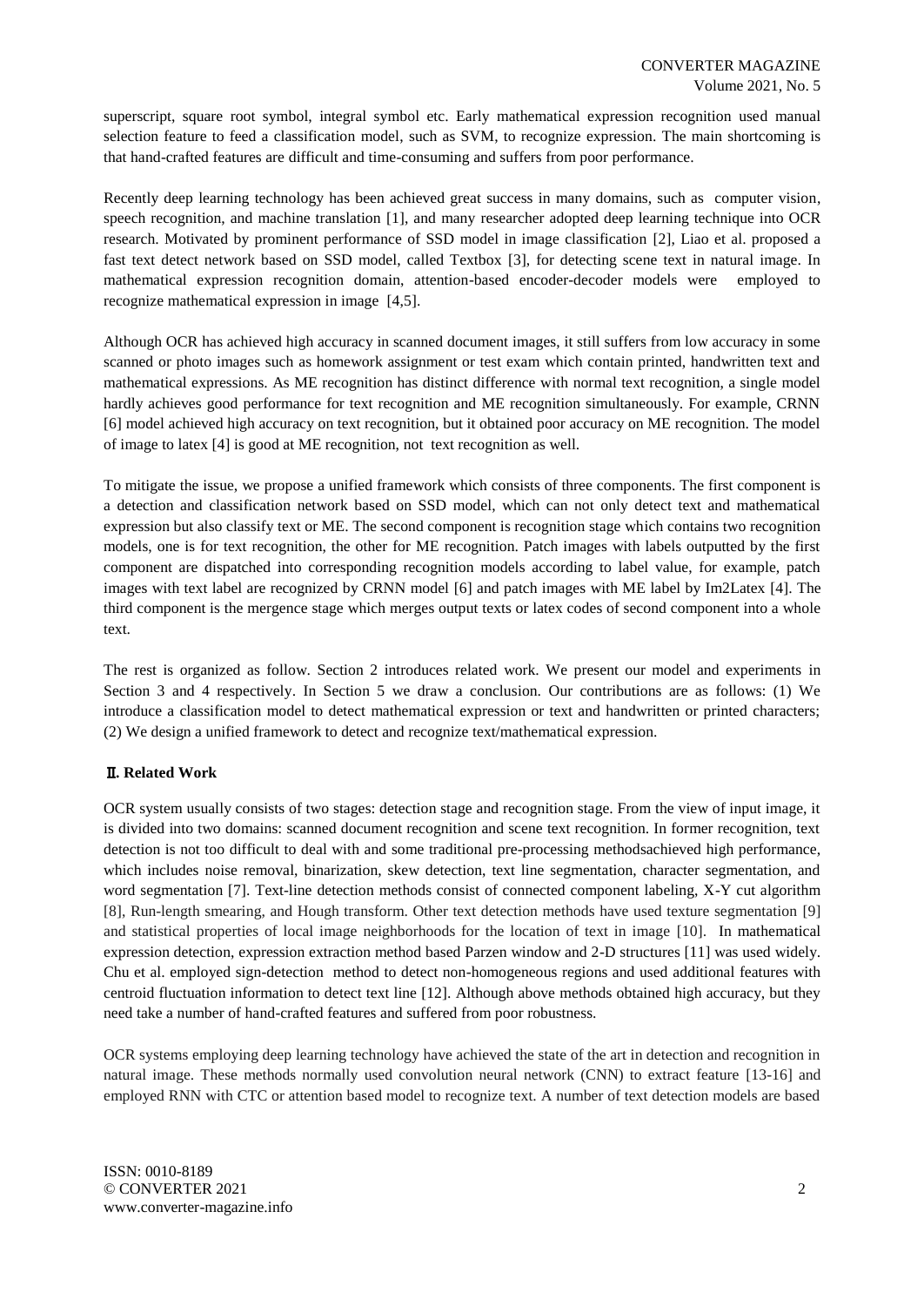superscript, square root symbol, integral symbol etc. Early mathematical expression recognition used manual selection feature to feed a classification model, such as SVM, to recognize expression. The main shortcoming is that hand-crafted features are difficult and time-consuming and suffers from poor performance.

Recently deep learning technology has been achieved great success in many domains, such as computer vision, speech recognition, and machine translation [1], and many researcher adopted deep learning technique into OCR research. Motivated by prominent performance of SSD model in image classification [2], Liao et al. proposed a fast text detect network based on SSD model, called Textbox [3], for detecting scene text in natural image. In mathematical expression recognition domain, attention-based encoder-decoder models were employed to recognize mathematical expression in image [4,5].

Although OCR has achieved high accuracy in scanned document images, it still suffers from low accuracy in some scanned or photo images such as homework assignment or test exam which contain printed, handwritten text and mathematical expressions. As ME recognition has distinct difference with normal text recognition, a single model hardly achieves good performance for text recognition and ME recognition simultaneously. For example, CRNN [6] model achieved high accuracy on text recognition, but it obtained poor accuracy on ME recognition. The model of image to latex [4] is good at ME recognition, not text recognition as well.

To mitigate the issue, we propose a unified framework which consists of three components. The first component is a detection and classification network based on SSD model, which can not only detect text and mathematical expression but also classify text or ME. The second component is recognition stage which contains two recognition models, one is for text recognition, the other for ME recognition. Patch images with labels outputted by the first component are dispatched into corresponding recognition models according to label value, for example, patch images with text label are recognized by CRNN model [6] and patch images with ME label by Im2Latex [4]. The third component is the mergence stage which merges output texts or latex codes of second component into a whole text.

The rest is organized as follow. Section 2 introduces related work. We present our model and experiments in Section 3 and 4 respectively. In Section 5 we draw a conclusion. Our contributions are as follows: (1) We introduce a classification model to detect mathematical expression or text and handwritten or printed characters; (2) We design a unified framework to detect and recognize text/mathematical expression.

## Ⅱ. Related Work

OCR system usually consists of two stages: detection stage and recognition stage. From the view of input image, it is divided into two domains: scanned document recognition and scene text recognition. In former recognition, text detection is not too difficult to deal with and some traditional pre-processing methodsachieved high performance, which includes noise removal, binarization, skew detection, text line segmentation, character segmentation, and word segmentation [7]. Text-line detection methods consist of connected component labeling, X-Y cut algorithm [8], Run-length smearing, and Hough transform. Other text detection methods have used texture segmentation [9] and statistical properties of local image neighborhoods for the location of text in image [10]. In mathematical expression detection, expression extraction method based Parzen window and 2-D structures [11] was used widely. Chu et al. employed sign-detection method to detect non-homogeneous regions and used additional features with centroid fluctuation information to detect text line [12]. Although above methods obtained high accuracy, but they need take a number of hand-crafted features and suffered from poor robustness.

OCR systems employing deep learning technology have achieved the state of the art in detection and recognition in natural image. These methods normally used convolution neural network (CNN) to extract feature [13-16] and employed RNN with CTC or attention based model to recognize text. A number of text detection models are based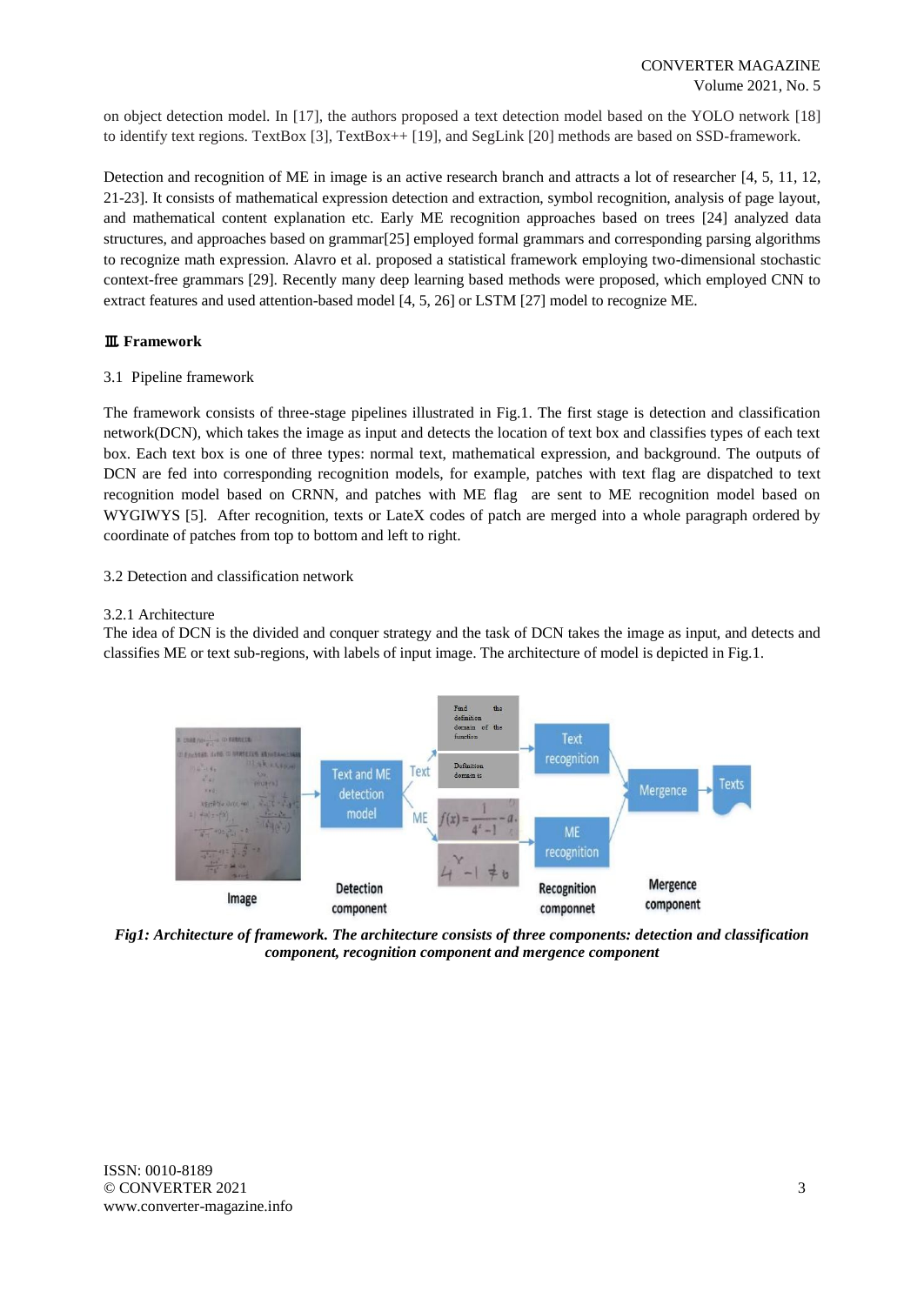on object detection model. In [17], the authors proposed a text detection model based on the YOLO network [18] to identify text regions. TextBox [3], TextBox++ [19], and SegLink [20] methods are based on SSD-framework.

Detection and recognition of ME in image is an active research branch and attracts a lot of researcher [4, 5, 11, 12, 21-23]. It consists of mathematical expression detection and extraction, symbol recognition, analysis of page layout, and mathematical content explanation etc. Early ME recognition approaches based on trees [24] analyzed data structures, and approaches based on grammar[25] employed formal grammars and corresponding parsing algorithms to recognize math expression. Alavro et al. proposed a statistical framework employing two-dimensional stochastic context-free grammars [29]. Recently many deep learning based methods were proposed, which employed CNN to extract features and used attention-based model [4, 5, 26] or LSTM [27] model to recognize ME.

## Ⅲ. Framework

### 3.1 Pipeline framework

The framework consists of three-stage pipelines illustrated in Fig.1. The first stage is detection and classification network(DCN), which takes the image as input and detects the location of text box and classifies types of each text box. Each text box is one of three types: normal text, mathematical expression, and background. The outputs of DCN are fed into corresponding recognition models, for example, patches with text flag are dispatched to text recognition model based on CRNN, and patches with ME flag are sent to ME recognition model based on WYGIWYS [5]. After recognition, texts or LateX codes of patch are merged into a whole paragraph ordered by coordinate of patches from top to bottom and left to right.

### 3.2 Detection and classification network

#### 3.2.1 Architecture

The idea of DCN is the divided and conquer strategy and the task of DCN takes the image as input, and detects and classifies ME or text sub-regions, with labels of input image. The architecture of model is depicted in Fig.1.

***Fig1: Architecture of framework. The architecture consists of three components: detection and classification component, recognition component and mergence component***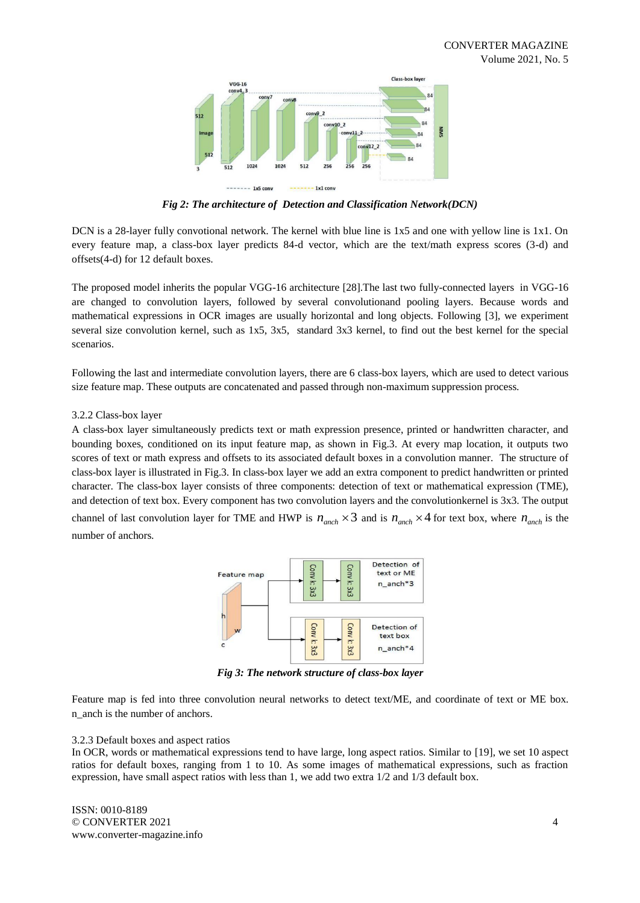*Fig 2: The architecture of Detection and Classification Network(DCN)*

DCN is a 28-layer fully convotional network. The kernel with blue line is 1x5 and one with yellow line is 1x1. On every feature map, a class-box layer predicts 84-d vector, which are the text/math express scores (3-d) and offsets(4-d) for 12 default boxes.

The proposed model inherits the popular VGG-16 architecture [28].The last two fully-connected layers in VGG-16 are changed to convolution layers, followed by several convolutionand pooling layers. Because words and mathematical expressions in OCR images are usually horizontal and long objects. Following [3], we experiment several size convolution kernel, such as 1x5, 3x5, standard 3x3 kernel, to find out the best kernel for the special scenarios.

Following the last and intermediate convolution layers, there are 6 class-box layers, which are used to detect various size feature map. These outputs are concatenated and passed through non-maximum suppression process.

3.2.2 Class-box layer

A class-box layer simultaneously predicts text or math expression presence, printed or handwritten character, and bounding boxes, conditioned on its input feature map, as shown in Fig.3. At every map location, it outputs two scores of text or math express and offsets to its associated default boxes in a convolution manner. The structure of class-box layer is illustrated in Fig.3. In class-box layer we add an extra component to predict handwritten or printed character. The class-box layer consists of three components: detection of text or mathematical expression (TME), and detection of text box. Every component has two convolution layers and the convolutionkernel is 3x3. The output channel of last convolution layer for TME and HWP is $n_{anch} \times 3$ and is $n_{anch} \times 4$ for text box, where $n_{anch}$ is the number of anchors.

*Fig 3: The network structure of class-box layer*

Feature map is fed into three convolution neural networks to detect text/ME, and coordinate of text or ME box. n_anch is the number of anchors.

3.2.3 Default boxes and aspect ratios

In OCR, words or mathematical expressions tend to have large, long aspect ratios. Similar to [19], we set 10 aspect ratios for default boxes, ranging from 1 to 10. As some images of mathematical expressions, such as fraction expression, have small aspect ratios with less than 1, we add two extra 1/2 and 1/3 default box.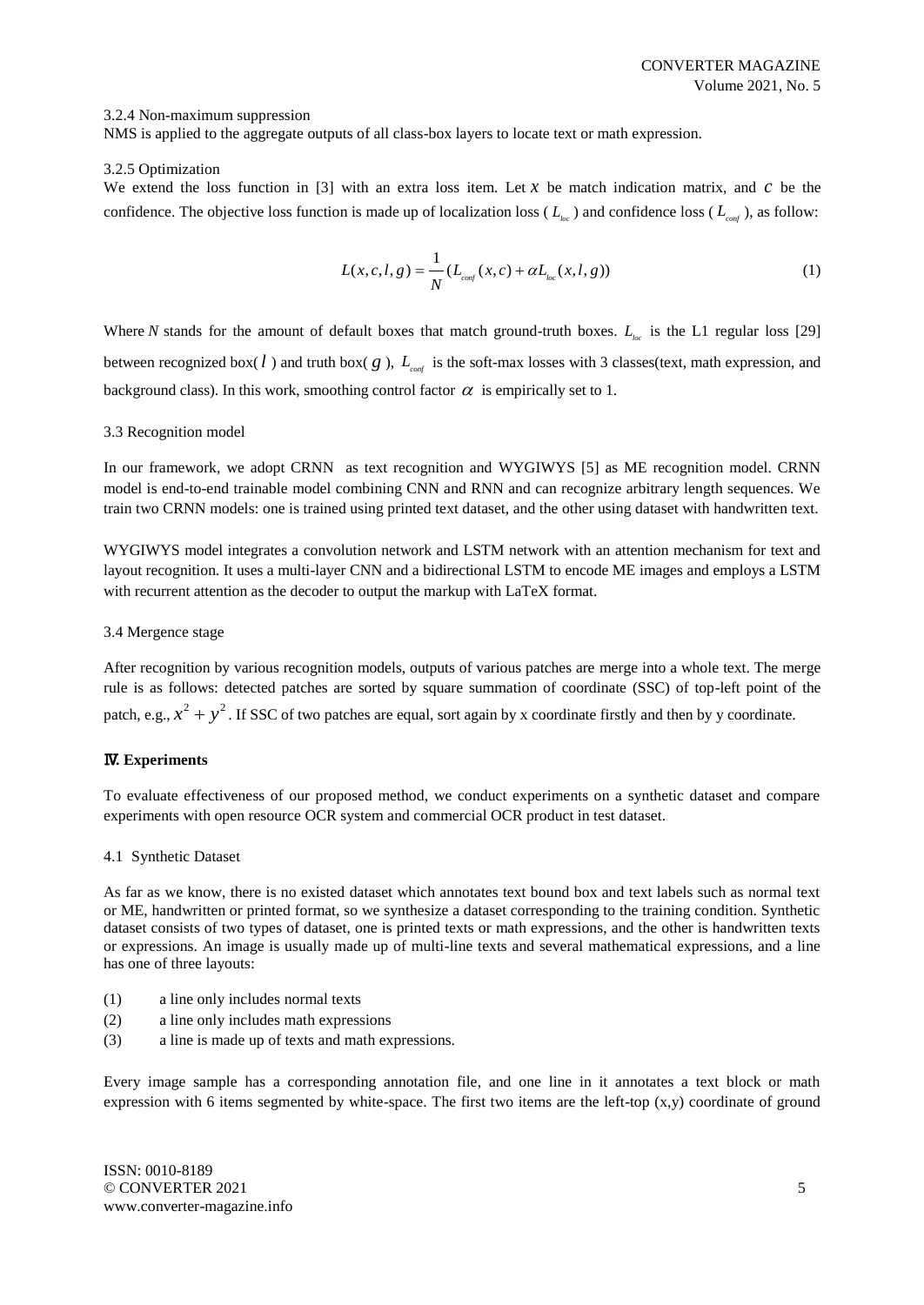3.2.4 Non-maximum suppression

NMS is applied to the aggregate outputs of all class-box layers to locate text or math expression.

3.2.5 Optimization

We extend the loss function in [3] with an extra loss item. Let $x$ be match indication matrix, and $c$ be the confidence. The objective loss function is made up of localization loss ( $L_{loc}$ ) and confidence loss ( $L_{conf}$ ), as follow:

$$L(x,c,l,g) = \frac{1}{N}(L_{conf}(x,c) + \alpha L_{loc}(x,l,g)) \tag{1}$$

Where $N$ stands for the amount of default boxes that match ground-truth boxes. $L_{loc}$ is the L1 regular loss [29] between recognized box( $l$ ) and truth box( $g$ ), $L_{conf}$ is the soft-max losses with 3 classes(text, math expression, and background class). In this work, smoothing control factor $\alpha$ is empirically set to 1.

3.3 Recognition model

In our framework, we adopt CRNN as text recognition and WYGIWYS [5] as ME recognition model. CRNN model is end-to-end trainable model combining CNN and RNN and can recognize arbitrary length sequences. We train two CRNN models: one is trained using printed text dataset, and the other using dataset with handwritten text.

WYGIWYS model integrates a convolution network and LSTM network with an attention mechanism for text and layout recognition. It uses a multi-layer CNN and a bidirectional LSTM to encode ME images and employs a LSTM with recurrent attention as the decoder to output the markup with LaTeX format.

3.4 Mergence stage

After recognition by various recognition models, outputs of various patches are merge into a whole text. The merge rule is as follows: detected patches are sorted by square summation of coordinate (SSC) of top-left point of the patch, e.g., $x^2 + y^2$. If SSC of two patches are equal, sort again by x coordinate firstly and then by y coordinate.

## Ⅳ. Experiments

To evaluate effectiveness of our proposed method, we conduct experiments on a synthetic dataset and compare experiments with open resource OCR system and commercial OCR product in test dataset.

4.1 Synthetic Dataset

As far as we know, there is no existed dataset which annotates text bound box and text labels such as normal text or ME, handwritten or printed format, so we synthesize a dataset corresponding to the training condition. Synthetic dataset consists of two types of dataset, one is printed texts or math expressions, and the other is handwritten texts or expressions. An image is usually made up of multi-line texts and several mathematical expressions, and a line has one of three layouts:

(1) a line only includes normal texts

(2) a line only includes math expressions

(3) a line is made up of texts and math expressions.

Every image sample has a corresponding annotation file, and one line in it annotates a text block or math expression with 6 items segmented by white-space. The first two items are the left-top (x,y) coordinate of ground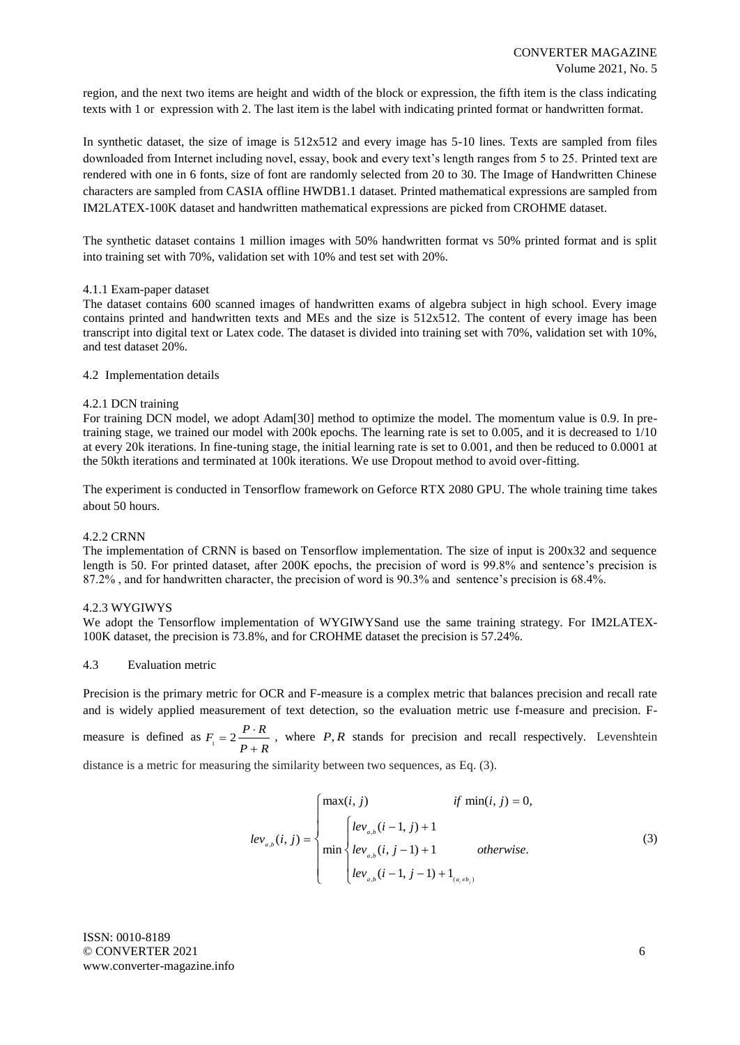region, and the next two items are height and width of the block or expression, the fifth item is the class indicating texts with 1 or expression with 2. The last item is the label with indicating printed format or handwritten format.

In synthetic dataset, the size of image is 512x512 and every image has 5-10 lines. Texts are sampled from files downloaded from Internet including novel, essay, book and every text's length ranges from 5 to 25. Printed text are rendered with one in 6 fonts, size of font are randomly selected from 20 to 30. The Image of Handwritten Chinese characters are sampled from CASIA offline HWDB1.1 dataset. Printed mathematical expressions are sampled from IM2LATEX-100K dataset and handwritten mathematical expressions are picked from CROHME dataset.

The synthetic dataset contains 1 million images with 50% handwritten format vs 50% printed format and is split into training set with 70%, validation set with 10% and test set with 20%.

#### 4.1.1 Exam-paper dataset

The dataset contains 600 scanned images of handwritten exams of algebra subject in high school. Every image contains printed and handwritten texts and MEs and the size is 512x512. The content of every image has been transcript into digital text or Latex code. The dataset is divided into training set with 70%, validation set with 10%, and test dataset 20%.

### 4.2 Implementation details

#### 4.2.1 DCN training

For training DCN model, we adopt Adam[30] method to optimize the model. The momentum value is 0.9. In pre-training stage, we trained our model with 200k epochs. The learning rate is set to 0.005, and it is decreased to 1/10 at every 20k iterations. In fine-tuning stage, the initial learning rate is set to 0.001, and then be reduced to 0.0001 at the 50kth iterations and terminated at 100k iterations. We use Dropout method to avoid over-fitting.

The experiment is conducted in Tensorflow framework on Geforce RTX 2080 GPU. The whole training time takes about 50 hours.

#### 4.2.2 CRNN

The implementation of CRNN is based on Tensorflow implementation. The size of input is 200x32 and sequence length is 50. For printed dataset, after 200K epochs, the precision of word is 99.8% and sentence's precision is 87.2% , and for handwritten character, the precision of word is 90.3% and sentence's precision is 68.4%.

#### 4.2.3 WYGIWYS

We adopt the Tensorflow implementation of WYGIWYSand use the same training strategy. For IM2LATEX-100K dataset, the precision is 73.8%, and for CROHME dataset the precision is 57.24%.

### 4.3 Evaluation metric

Precision is the primary metric for OCR and F-measure is a complex metric that balances precision and recall rate and is widely applied measurement of text detection, so the evaluation metric use f-measure and precision. F-measure is defined as $F_1 = 2\frac{P \cdot R}{P + R}$ , where $P, R$ stands for precision and recall respectively. Levenshtein distance is a metric for measuring the similarity between two sequences, as Eq. (3).

$$
lev_{a,b}(i, j) = \begin{cases} \max(i, j) & \text{if } \min(i, j) = 0, \\ \min \begin{cases} lev_{a,b}(i-1, j) + 1 \\ lev_{a,b}(i, j-1) + 1 \\ lev_{a,b}(i-1, j-1) + 1_{(a_i \neq b_j)} \end{cases} & \text{otherwise.} \end{cases} \tag{3}
$$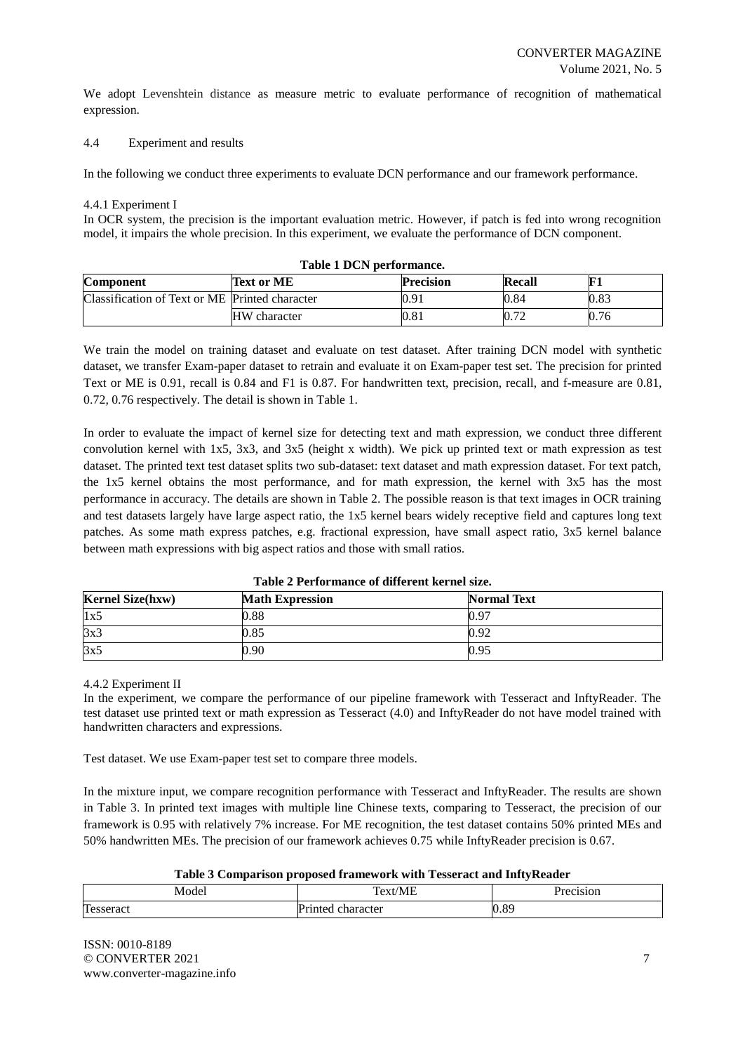We adopt Levenshtein distance as measure metric to evaluate performance of recognition of mathematical expression.

### 4.4 Experiment and results

In the following we conduct three experiments to evaluate DCN performance and our framework performance.

#### 4.4.1 Experiment I

In OCR system, the precision is the important evaluation metric. However, if patch is fed into wrong recognition model, it impairs the whole precision. In this experiment, we evaluate the performance of DCN component.

**Table 1 DCN performance.**

| Component | Text or ME | Precision | Recall | F1 |
|---|---|---|---|---|
| Classification of Text or ME | Printed character | 0.91 | 0.84 | 0.83 |
| | HW character | 0.81 | 0.72 | 0.76 |

We train the model on training dataset and evaluate on test dataset. After training DCN model with synthetic dataset, we transfer Exam-paper dataset to retrain and evaluate it on Exam-paper test set. The precision for printed Text or ME is 0.91, recall is 0.84 and F1 is 0.87. For handwritten text, precision, recall, and f-measure are 0.81, 0.72, 0.76 respectively. The detail is shown in Table 1.

In order to evaluate the impact of kernel size for detecting text and math expression, we conduct three different convolution kernel with 1x5, 3x3, and 3x5 (height x width). We pick up printed text or math expression as test dataset. The printed text test dataset splits two sub-dataset: text dataset and math expression dataset. For text patch, the 1x5 kernel obtains the most performance, and for math expression, the kernel with 3x5 has the most performance in accuracy. The details are shown in Table 2. The possible reason is that text images in OCR training and test datasets largely have large aspect ratio, the 1x5 kernel bears widely receptive field and captures long text patches. As some math express patches, e.g. fractional expression, have small aspect ratio, 3x5 kernel balance between math expressions with big aspect ratios and those with small ratios.

**Table 2 Performance of different kernel size.**

| Kernel Size(hxw) | Math Expression | Normal Text |
|---|---|---|
| 1x5 | 0.88 | 0.97 |
| 3x3 | 0.85 | 0.92 |
| 3x5 | 0.90 | 0.95 |

#### 4.4.2 Experiment II

In the experiment, we compare the performance of our pipeline framework with Tesseract and InftyReader. The test dataset use printed text or math expression as Tesseract (4.0) and InftyReader do not have model trained with handwritten characters and expressions.

Test dataset. We use Exam-paper test set to compare three models.

In the mixture input, we compare recognition performance with Tesseract and InftyReader. The results are shown in Table 3. In printed text images with multiple line Chinese texts, comparing to Tesseract, the precision of our framework is 0.95 with relatively 7% increase. For ME recognition, the test dataset contains 50% printed MEs and 50% handwritten MEs. The precision of our framework achieves 0.75 while InftyReader precision is 0.67.

**Table 3 Comparison proposed framework with Tesseract and InftyReader**

| Model | Text/ME | Precision |
|---|---|---|
| Tesseract | Printed character | 0.89 |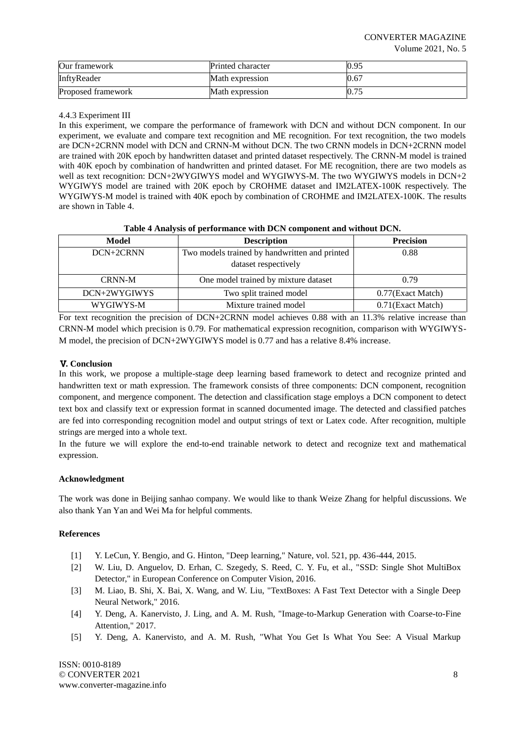| Our framework | Printed character | 0.95 |
|---|---|---|
| InftyReader | Math expression | 0.67 |
| Proposed framework | Math expression | 0.75 |

4.4.3 Experiment III

In this experiment, we compare the performance of framework with DCN and without DCN component. In our experiment, we evaluate and compare text recognition and ME recognition. For text recognition, the two models are DCN+2CRNN model with DCN and CRNN-M without DCN. The two CRNN models in DCN+2CRNN model are trained with 20K epoch by handwritten dataset and printed dataset respectively. The CRNN-M model is trained with 40K epoch by combination of handwritten and printed dataset. For ME recognition, there are two models as well as text recognition: DCN+2WYGIWYS model and WYGIWYS-M. The two WYGIWYS models in DCN+2 WYGIWYS model are trained with 20K epoch by CROHME dataset and IM2LATEX-100K respectively. The WYGIWYS-M model is trained with 40K epoch by combination of CROHME and IM2LATEX-100K. The results are shown in Table 4.

**Table 4 Analysis of performance with DCN component and without DCN.**

| Model | Description | Precision |
|---|---|---|
| DCN+2CRNN | Two models trained by handwritten and printed dataset respectively | 0.88 |
| CRNN-M | One model trained by mixture dataset | 0.79 |
| DCN+2WYGIWYS | Two split trained model | 0.77(Exact Match) |
| WYGIWYS-M | Mixture trained model | 0.71(Exact Match) |

For text recognition the precision of DCN+2CRNN model achieves 0.88 with an 11.3% relative increase than CRNN-M model which precision is 0.79. For mathematical expression recognition, comparison with WYGIWYS-M model, the precision of DCN+2WYGIWYS model is 0.77 and has a relative 8.4% increase.

## Ⅴ. Conclusion

In this work, we propose a multiple-stage deep learning based framework to detect and recognize printed and handwritten text or math expression. The framework consists of three components: DCN component, recognition component, and mergence component. The detection and classification stage employs a DCN component to detect text box and classify text or expression format in scanned documented image. The detected and classified patches are fed into corresponding recognition model and output strings of text or Latex code. After recognition, multiple strings are merged into a whole text.

In the future we will explore the end-to-end trainable network to detect and recognize text and mathematical expression.

### Acknowledgment

The work was done in Beijing sanhao company. We would like to thank Weize Zhang for helpful discussions. We also thank Yan Yan and Wei Ma for helpful comments.

### References

[1] Y. LeCun, Y. Bengio, and G. Hinton, "Deep learning," Nature, vol. 521, pp. 436-444, 2015.

[2] W. Liu, D. Anguelov, D. Erhan, C. Szegedy, S. Reed, C. Y. Fu, et al., "SSD: Single Shot MultiBox Detector," in European Conference on Computer Vision, 2016.

[3] M. Liao, B. Shi, X. Bai, X. Wang, and W. Liu, "TextBoxes: A Fast Text Detector with a Single Deep Neural Network," 2016.

[4] Y. Deng, A. Kanervisto, J. Ling, and A. M. Rush, "Image-to-Markup Generation with Coarse-to-Fine Attention," 2017.

[5] Y. Deng, A. Kanervisto, and A. M. Rush, "What You Get Is What You See: A Visual Markup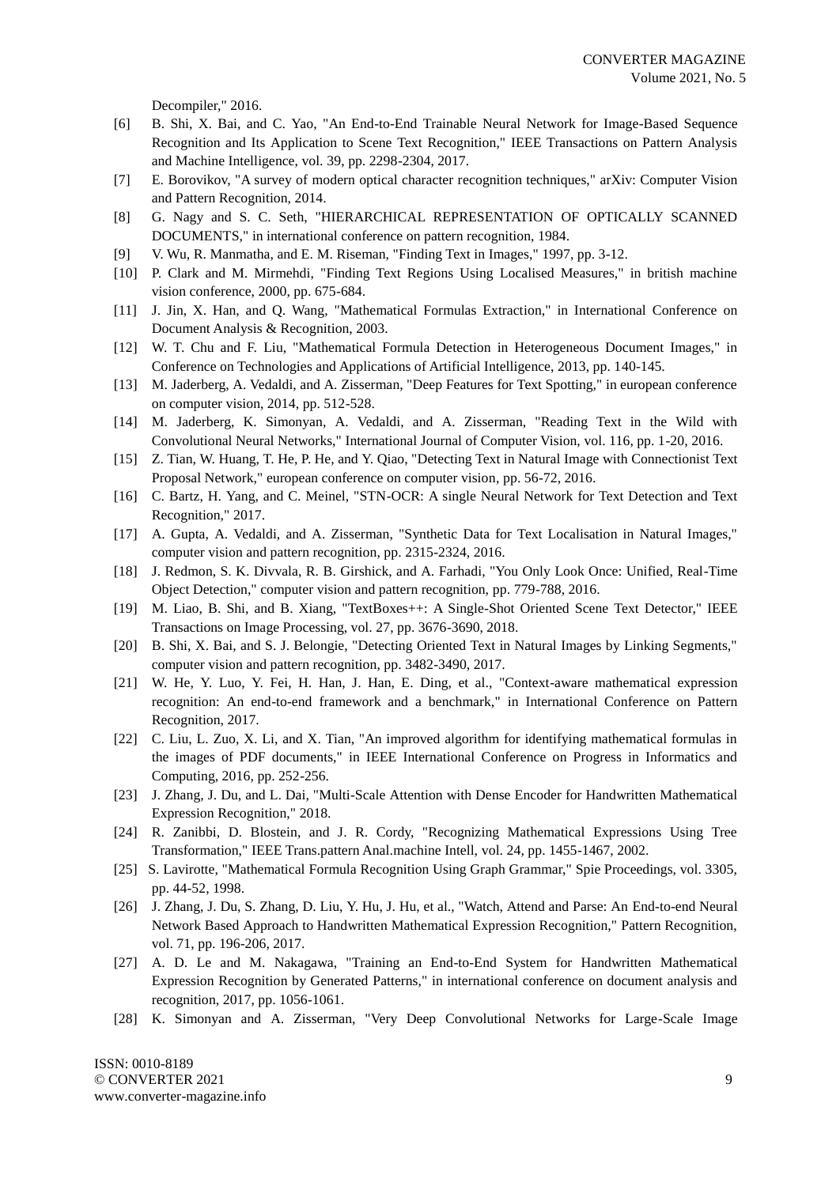Decompiler," 2016.

[6] B. Shi, X. Bai, and C. Yao, "An End-to-End Trainable Neural Network for Image-Based Sequence Recognition and Its Application to Scene Text Recognition," IEEE Transactions on Pattern Analysis and Machine Intelligence, vol. 39, pp. 2298-2304, 2017.

[7] E. Borovikov, "A survey of modern optical character recognition techniques," arXiv: Computer Vision and Pattern Recognition, 2014.

[8] G. Nagy and S. C. Seth, "HIERARCHICAL REPRESENTATION OF OPTICALLY SCANNED DOCUMENTS," in international conference on pattern recognition, 1984.

[9] V. Wu, R. Manmatha, and E. M. Riseman, "Finding Text in Images," 1997, pp. 3-12.

[10] P. Clark and M. Mirmehdi, "Finding Text Regions Using Localised Measures," in british machine vision conference, 2000, pp. 675-684.

[11] J. Jin, X. Han, and Q. Wang, "Mathematical Formulas Extraction," in International Conference on Document Analysis & Recognition, 2003.

[12] W. T. Chu and F. Liu, "Mathematical Formula Detection in Heterogeneous Document Images," in Conference on Technologies and Applications of Artificial Intelligence, 2013, pp. 140-145.

[13] M. Jaderberg, A. Vedaldi, and A. Zisserman, "Deep Features for Text Spotting," in european conference on computer vision, 2014, pp. 512-528.

[14] M. Jaderberg, K. Simonyan, A. Vedaldi, and A. Zisserman, "Reading Text in the Wild with Convolutional Neural Networks," International Journal of Computer Vision, vol. 116, pp. 1-20, 2016.

[15] Z. Tian, W. Huang, T. He, P. He, and Y. Qiao, "Detecting Text in Natural Image with Connectionist Text Proposal Network," european conference on computer vision, pp. 56-72, 2016.

[16] C. Bartz, H. Yang, and C. Meinel, "STN-OCR: A single Neural Network for Text Detection and Text Recognition," 2017.

[17] A. Gupta, A. Vedaldi, and A. Zisserman, "Synthetic Data for Text Localisation in Natural Images," computer vision and pattern recognition, pp. 2315-2324, 2016.

[18] J. Redmon, S. K. Divvala, R. B. Girshick, and A. Farhadi, "You Only Look Once: Unified, Real-Time Object Detection," computer vision and pattern recognition, pp. 779-788, 2016.

[19] M. Liao, B. Shi, and B. Xiang, "TextBoxes++: A Single-Shot Oriented Scene Text Detector," IEEE Transactions on Image Processing, vol. 27, pp. 3676-3690, 2018.

[20] B. Shi, X. Bai, and S. J. Belongie, "Detecting Oriented Text in Natural Images by Linking Segments," computer vision and pattern recognition, pp. 3482-3490, 2017.

[21] W. He, Y. Luo, Y. Fei, H. Han, J. Han, E. Ding, et al., "Context-aware mathematical expression recognition: An end-to-end framework and a benchmark," in International Conference on Pattern Recognition, 2017.

[22] C. Liu, L. Zuo, X. Li, and X. Tian, "An improved algorithm for identifying mathematical formulas in the images of PDF documents," in IEEE International Conference on Progress in Informatics and Computing, 2016, pp. 252-256.

[23] J. Zhang, J. Du, and L. Dai, "Multi-Scale Attention with Dense Encoder for Handwritten Mathematical Expression Recognition," 2018.

[24] R. Zanibbi, D. Blostein, and J. R. Cordy, "Recognizing Mathematical Expressions Using Tree Transformation," IEEE Trans.pattern Anal.machine Intell, vol. 24, pp. 1455-1467, 2002.

[25] S. Lavirotte, "Mathematical Formula Recognition Using Graph Grammar," Spie Proceedings, vol. 3305, pp. 44-52, 1998.

[26] J. Zhang, J. Du, S. Zhang, D. Liu, Y. Hu, J. Hu, et al., "Watch, Attend and Parse: An End-to-end Neural Network Based Approach to Handwritten Mathematical Expression Recognition," Pattern Recognition, vol. 71, pp. 196-206, 2017.

[27] A. D. Le and M. Nakagawa, "Training an End-to-End System for Handwritten Mathematical Expression Recognition by Generated Patterns," in international conference on document analysis and recognition, 2017, pp. 1056-1061.

[28] K. Simonyan and A. Zisserman, "Very Deep Convolutional Networks for Large-Scale Image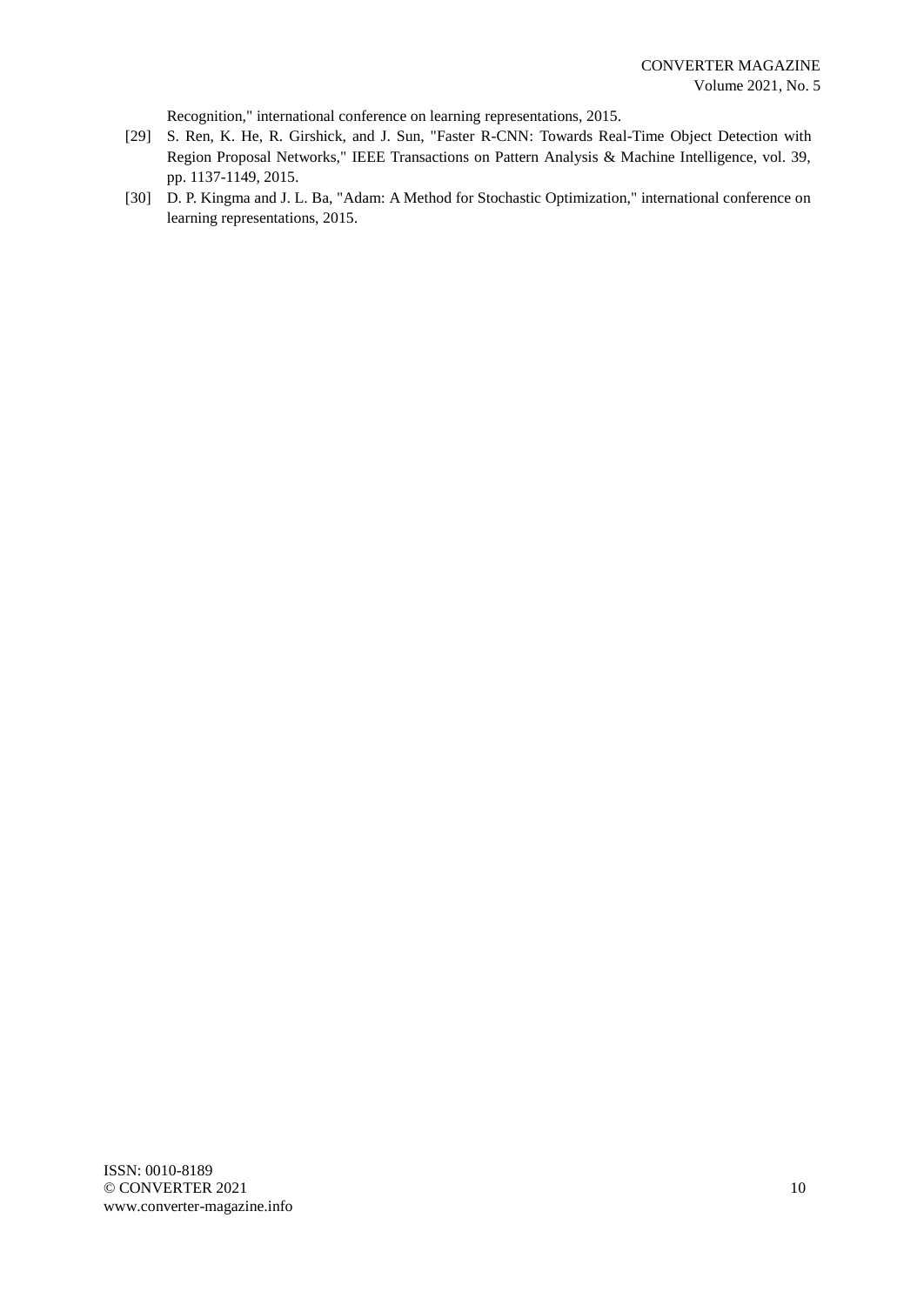Recognition," international conference on learning representations, 2015.

[29] S. Ren, K. He, R. Girshick, and J. Sun, "Faster R-CNN: Towards Real-Time Object Detection with Region Proposal Networks," IEEE Transactions on Pattern Analysis & Machine Intelligence, vol. 39, pp. 1137-1149, 2015.

[30] D. P. Kingma and J. L. Ba, "Adam: A Method for Stochastic Optimization," international conference on learning representations, 2015.